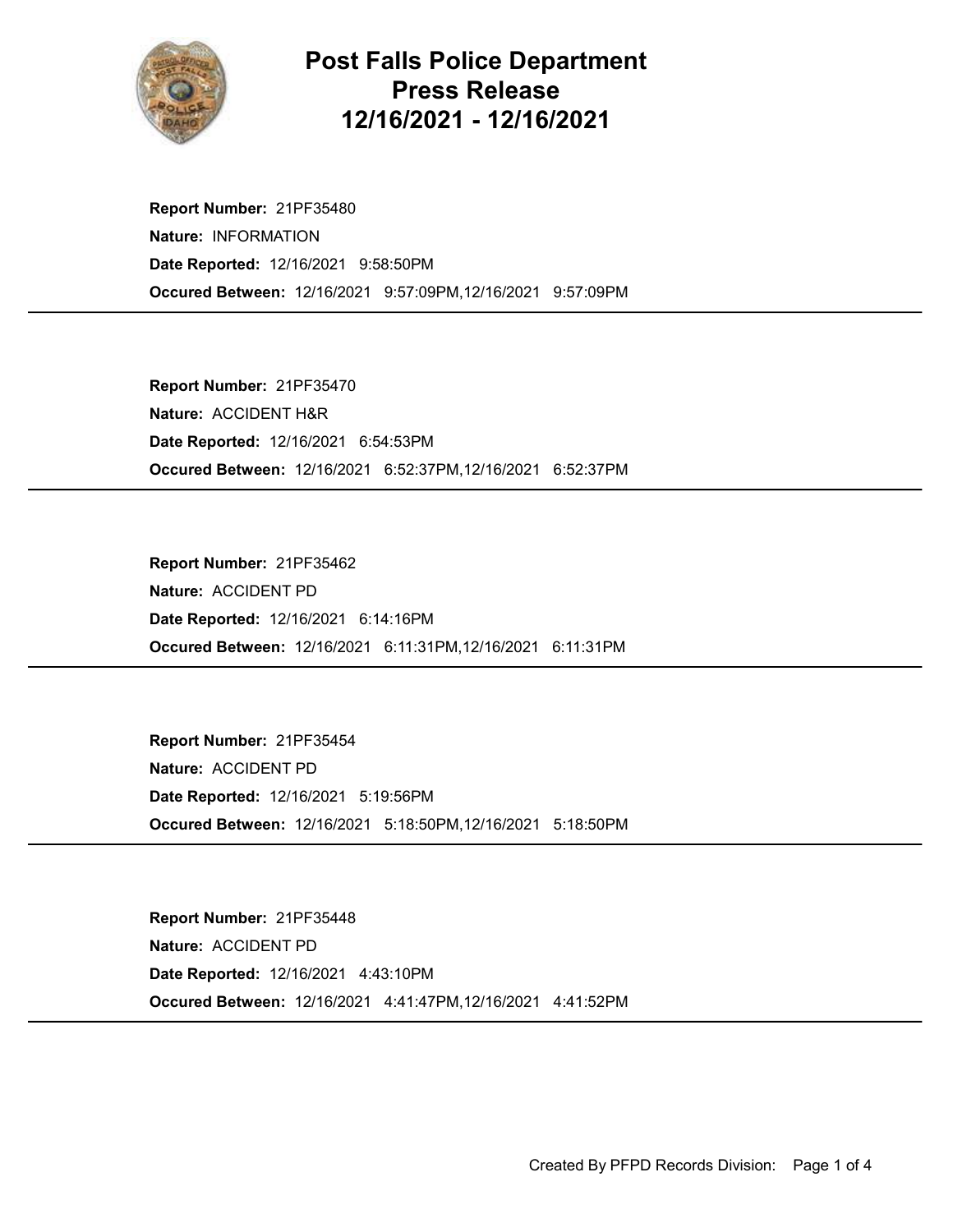# Post Falls Police Department
## Press Release
## 12/16/2021 - 12/16/2021

**Report Number:** 21PF35480
**Nature:** INFORMATION
**Date Reported:** 12/16/2021 9:58:50PM
**Occured Between:** 12/16/2021 9:57:09PM,12/16/2021 9:57:09PM

---

**Report Number:** 21PF35470
**Nature:** ACCIDENT H&R
**Date Reported:** 12/16/2021 6:54:53PM
**Occured Between:** 12/16/2021 6:52:37PM,12/16/2021 6:52:37PM

---

**Report Number:** 21PF35462
**Nature:** ACCIDENT PD
**Date Reported:** 12/16/2021 6:14:16PM
**Occured Between:** 12/16/2021 6:11:31PM,12/16/2021 6:11:31PM

---

**Report Number:** 21PF35454
**Nature:** ACCIDENT PD
**Date Reported:** 12/16/2021 5:19:56PM
**Occured Between:** 12/16/2021 5:18:50PM,12/16/2021 5:18:50PM

---

**Report Number:** 21PF35448
**Nature:** ACCIDENT PD
**Date Reported:** 12/16/2021 4:43:10PM
**Occured Between:** 12/16/2021 4:41:47PM,12/16/2021 4:41:52PM

---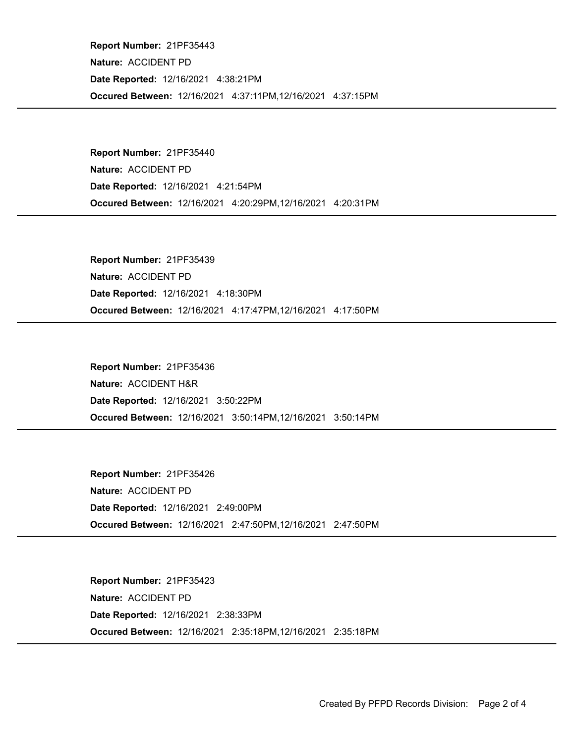**Report Number:** 21PF35443

**Nature:** ACCIDENT PD

**Date Reported:** 12/16/2021 4:38:21PM

**Occured Between:** 12/16/2021 4:37:11PM,12/16/2021 4:37:15PM

---

**Report Number:** 21PF35440

**Nature:** ACCIDENT PD

**Date Reported:** 12/16/2021 4:21:54PM

**Occured Between:** 12/16/2021 4:20:29PM,12/16/2021 4:20:31PM

---

**Report Number:** 21PF35439

**Nature:** ACCIDENT PD

**Date Reported:** 12/16/2021 4:18:30PM

**Occured Between:** 12/16/2021 4:17:47PM,12/16/2021 4:17:50PM

---

**Report Number:** 21PF35436

**Nature:** ACCIDENT H&R

**Date Reported:** 12/16/2021 3:50:22PM

**Occured Between:** 12/16/2021 3:50:14PM,12/16/2021 3:50:14PM

---

**Report Number:** 21PF35426

**Nature:** ACCIDENT PD

**Date Reported:** 12/16/2021 2:49:00PM

**Occured Between:** 12/16/2021 2:47:50PM,12/16/2021 2:47:50PM

---

**Report Number:** 21PF35423

**Nature:** ACCIDENT PD

**Date Reported:** 12/16/2021 2:38:33PM

**Occured Between:** 12/16/2021 2:35:18PM,12/16/2021 2:35:18PM

---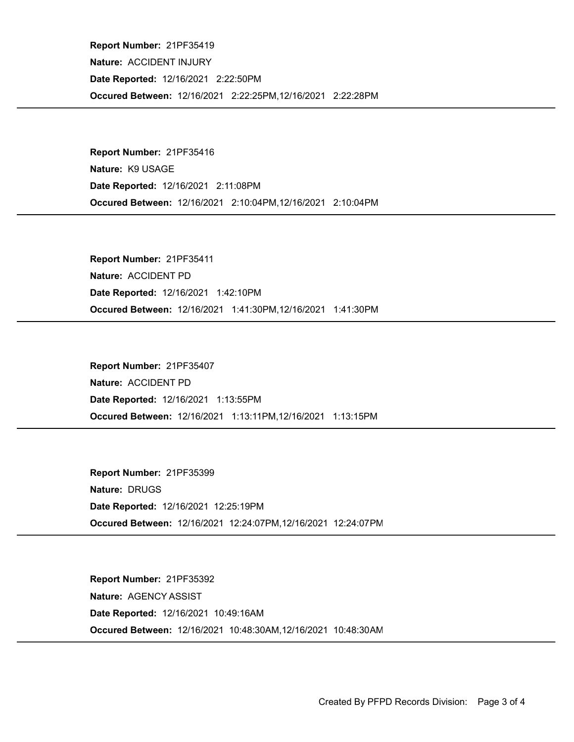**Report Number:** 21PF35419
**Nature:** ACCIDENT INJURY
**Date Reported:** 12/16/2021 2:22:50PM
**Occured Between:** 12/16/2021 2:22:25PM,12/16/2021 2:22:28PM

---

**Report Number:** 21PF35416
**Nature:** K9 USAGE
**Date Reported:** 12/16/2021 2:11:08PM
**Occured Between:** 12/16/2021 2:10:04PM,12/16/2021 2:10:04PM

---

**Report Number:** 21PF35411
**Nature:** ACCIDENT PD
**Date Reported:** 12/16/2021 1:42:10PM
**Occured Between:** 12/16/2021 1:41:30PM,12/16/2021 1:41:30PM

---

**Report Number:** 21PF35407
**Nature:** ACCIDENT PD
**Date Reported:** 12/16/2021 1:13:55PM
**Occured Between:** 12/16/2021 1:13:11PM,12/16/2021 1:13:15PM

---

**Report Number:** 21PF35399
**Nature:** DRUGS
**Date Reported:** 12/16/2021 12:25:19PM
**Occured Between:** 12/16/2021 12:24:07PM,12/16/2021 12:24:07PM

---

**Report Number:** 21PF35392
**Nature:** AGENCY ASSIST
**Date Reported:** 12/16/2021 10:49:16AM
**Occured Between:** 12/16/2021 10:48:30AM,12/16/2021 10:48:30AM

---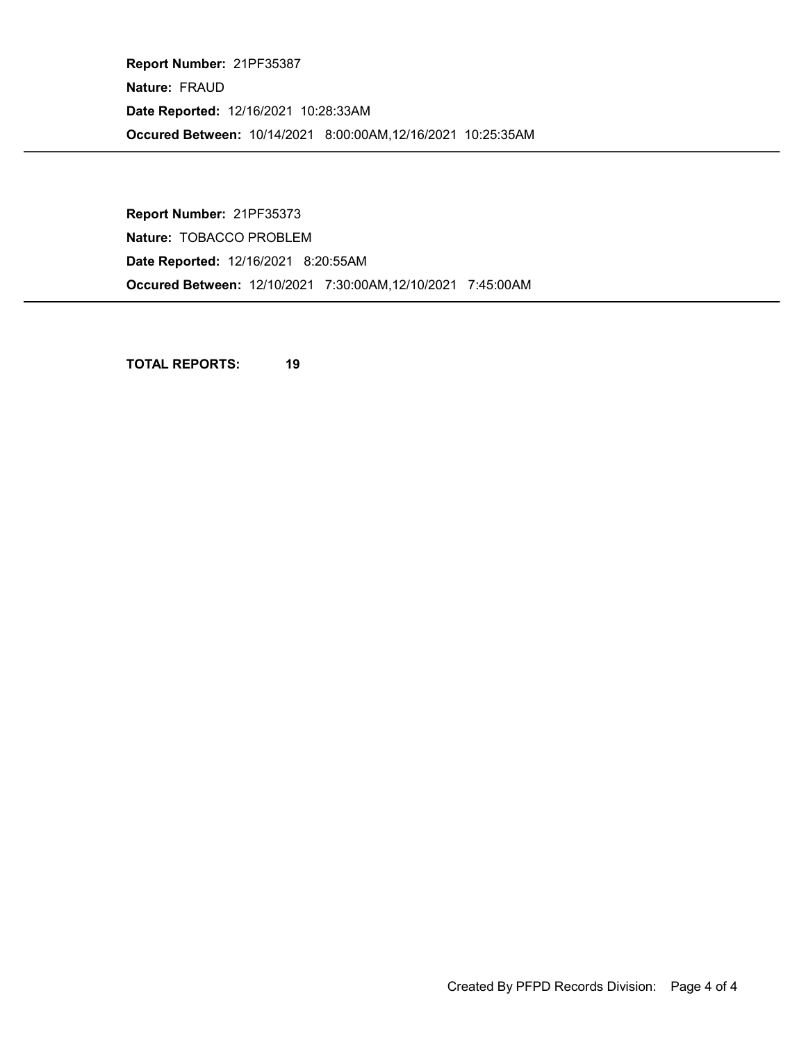**Report Number:** 21PF35387

**Nature:** FRAUD

**Date Reported:** 12/16/2021 10:28:33AM

**Occured Between:** 10/14/2021 8:00:00AM,12/16/2021 10:25:35AM

---

**Report Number:** 21PF35373

**Nature:** TOBACCO PROBLEM

**Date Reported:** 12/16/2021 8:20:55AM

**Occured Between:** 12/10/2021 7:30:00AM,12/10/2021 7:45:00AM

---

**TOTAL REPORTS: 19**